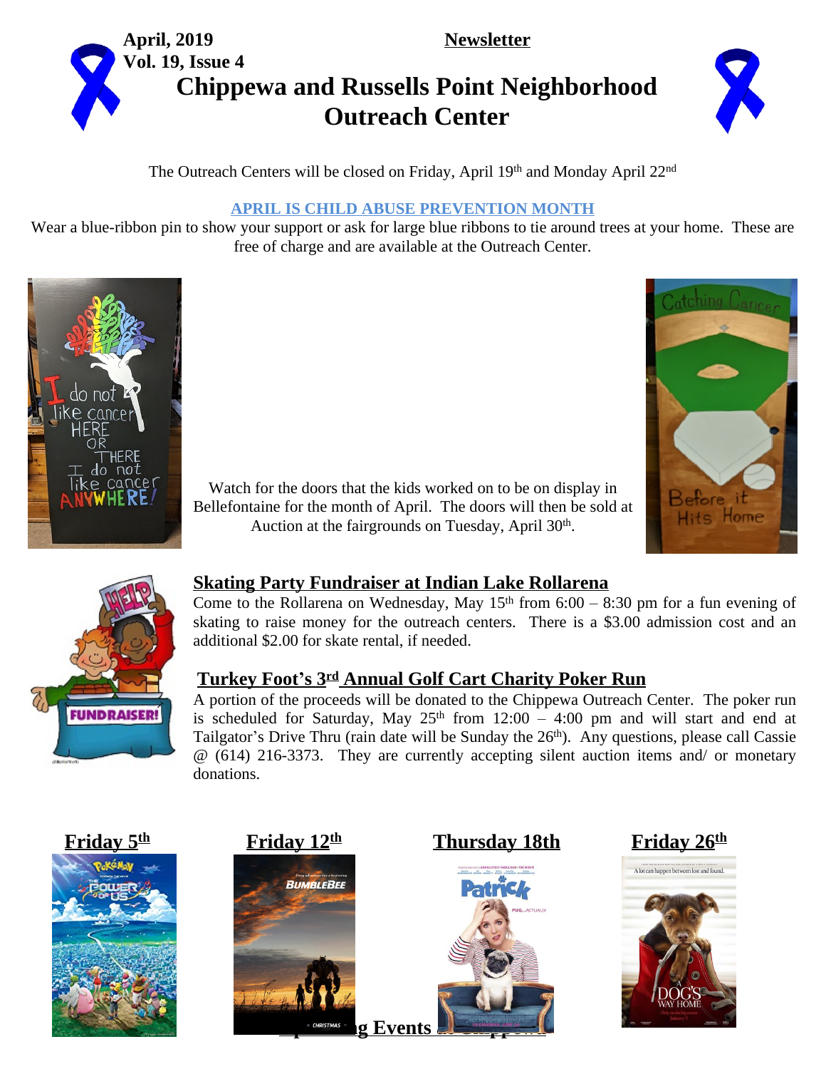April, 2019

Vol. 19, Issue 4

**Newsletter**

# Chippewa and Russells Point Neighborhood Outreach Center

The Outreach Centers will be closed on Friday, April 19th and Monday April 22nd

## APRIL IS CHILD ABUSE PREVENTION MONTH

Wear a blue-ribbon pin to show your support or ask for large blue ribbons to tie around trees at your home. These are free of charge and are available at the Outreach Center.

Watch for the doors that the kids worked on to be on display in Bellefontaine for the month of April. The doors will then be sold at Auction at the fairgrounds on Tuesday, April 30th.

## Skating Party Fundraiser at Indian Lake Rollarena

Come to the Rollarena on Wednesday, May 15th from 6:00 – 8:30 pm for a fun evening of skating to raise money for the outreach centers. There is a $3.00 admission cost and an additional $2.00 for skate rental, if needed.

## Turkey Foot's 3rd Annual Golf Cart Charity Poker Run

A portion of the proceeds will be donated to the Chippewa Outreach Center. The poker run is scheduled for Saturday, May 25th from 12:00 – 4:00 pm and will start and end at Tailgator's Drive Thru (rain date will be Sunday the 26th). Any questions, please call Cassie @ (614) 216-3373. They are currently accepting silent auction items and/ or monetary donations.

**Friday 5th** | **Friday 12th** | **Thursday 18th** | **Friday 26th**

**Upcoming Events at Chippewa**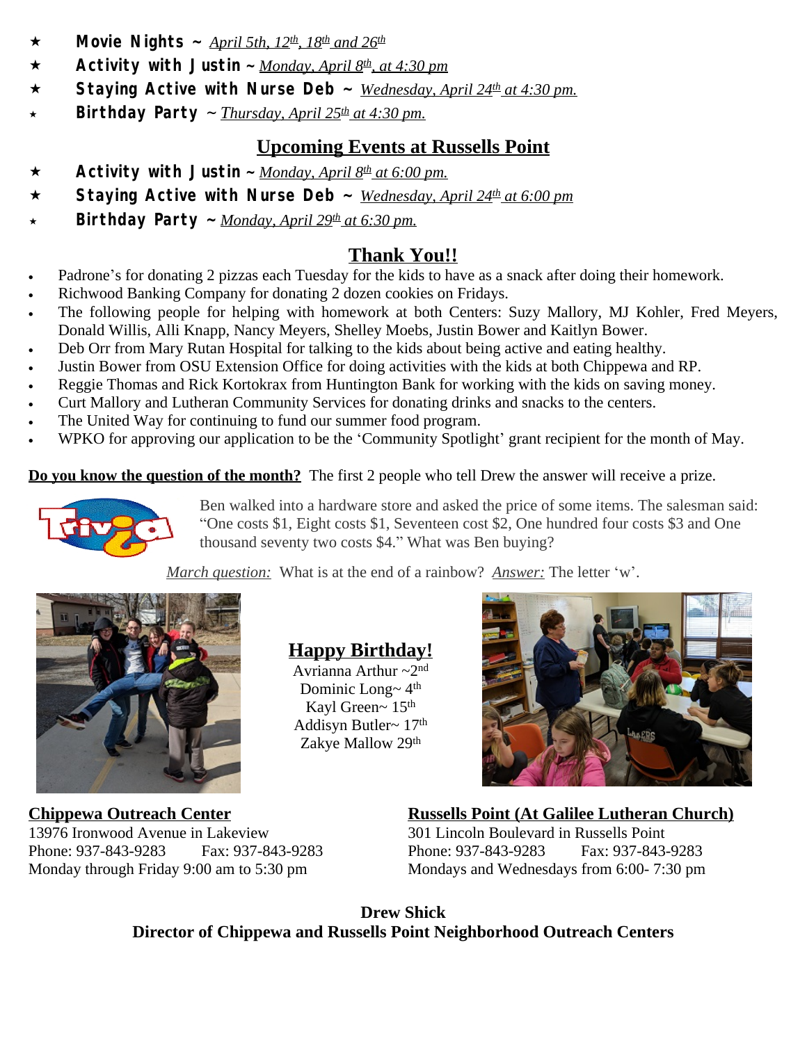- ★ **Movie Nights ~** *April 5th, 12th, 18th and 26th*
- ★ **Activity with Justin ~** *Monday, April 8th, at 4:30 pm*
- ★ **Staying Active with Nurse Deb ~** *Wednesday, April 24th at 4:30 pm.*
- ★ **Birthday Party ~** *Thursday, April 25th at 4:30 pm.*

## Upcoming Events at Russells Point

- ★ **Activity with Justin ~** *Monday, April 8th at 6:00 pm.*
- ★ **Staying Active with Nurse Deb ~** *Wednesday, April 24th at 6:00 pm*
- ★ **Birthday Party ~** *Monday, April 29th at 6:30 pm.*

## Thank You!!

- Padrone's for donating 2 pizzas each Tuesday for the kids to have as a snack after doing their homework.
- Richwood Banking Company for donating 2 dozen cookies on Fridays.
- The following people for helping with homework at both Centers: Suzy Mallory, MJ Kohler, Fred Meyers, Donald Willis, Alli Knapp, Nancy Meyers, Shelley Moebs, Justin Bower and Kaitlyn Bower.
- Deb Orr from Mary Rutan Hospital for talking to the kids about being active and eating healthy.
- Justin Bower from OSU Extension Office for doing activities with the kids at both Chippewa and RP.
- Reggie Thomas and Rick Kortokrax from Huntington Bank for working with the kids on saving money.
- Curt Mallory and Lutheran Community Services for donating drinks and snacks to the centers.
- The United Way for continuing to fund our summer food program.
- WPKO for approving our application to be the 'Community Spotlight' grant recipient for the month of May.

**Do you know the question of the month?** The first 2 people who tell Drew the answer will receive a prize.

Ben walked into a hardware store and asked the price of some items. The salesman said: "One costs $1, Eight costs $1, Seventeen cost $2, One hundred four costs $3 and One thousand seventy two costs $4." What was Ben buying?

*March question:* What is at the end of a rainbow? *Answer:* The letter 'w'.

## Happy Birthday!

Avrianna Arthur ~2nd
Dominic Long~ 4th
Kayl Green~ 15th
Addisyn Butler~ 17th
Zakye Mallow 29th

**Chippewa Outreach Center**
13976 Ironwood Avenue in Lakeview
Phone: 937-843-9283 Fax: 937-843-9283
Monday through Friday 9:00 am to 5:30 pm

**Russells Point (At Galilee Lutheran Church)**
301 Lincoln Boulevard in Russells Point
Phone: 937-843-9283 Fax: 937-843-9283
Mondays and Wednesdays from 6:00- 7:30 pm

**Drew Shick**
**Director of Chippewa and Russells Point Neighborhood Outreach Centers**